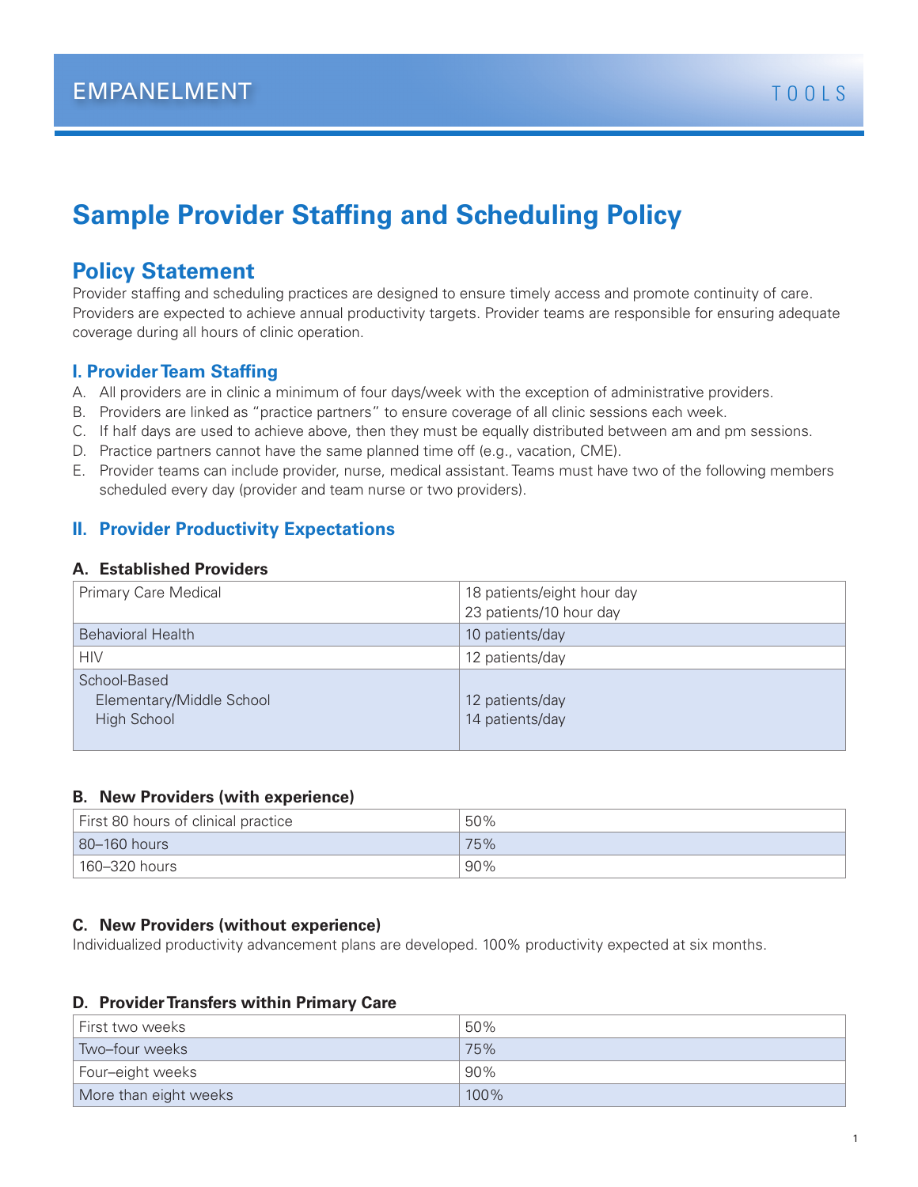EMPANELMENT

TOOLS

# Sample Provider Staffing and Scheduling Policy

## Policy Statement

Provider staffing and scheduling practices are designed to ensure timely access and promote continuity of care. Providers are expected to achieve annual productivity targets. Provider teams are responsible for ensuring adequate coverage during all hours of clinic operation.

### I. Provider Team Staffing

A. All providers are in clinic a minimum of four days/week with the exception of administrative providers.

B. Providers are linked as "practice partners" to ensure coverage of all clinic sessions each week.

C. If half days are used to achieve above, then they must be equally distributed between am and pm sessions.

D. Practice partners cannot have the same planned time off (e.g., vacation, CME).

E. Provider teams can include provider, nurse, medical assistant. Teams must have two of the following members scheduled every day (provider and team nurse or two providers).

### II. Provider Productivity Expectations

#### A. Established Providers

| | |
|---|---|
| Primary Care Medical | 18 patients/eight hour day<br>23 patients/10 hour day |
| Behavioral Health | 10 patients/day |
| HIV | 12 patients/day |
| School-Based<br>Elementary/Middle School<br>High School | <br>12 patients/day<br>14 patients/day |

#### B. New Providers (with experience)

| | |
|---|---|
| First 80 hours of clinical practice | 50% |
| 80–160 hours | 75% |
| 160–320 hours | 90% |

#### C. New Providers (without experience)

Individualized productivity advancement plans are developed. 100% productivity expected at six months.

#### D. Provider Transfers within Primary Care

| | |
|---|---|
| First two weeks | 50% |
| Two–four weeks | 75% |
| Four–eight weeks | 90% |
| More than eight weeks | 100% |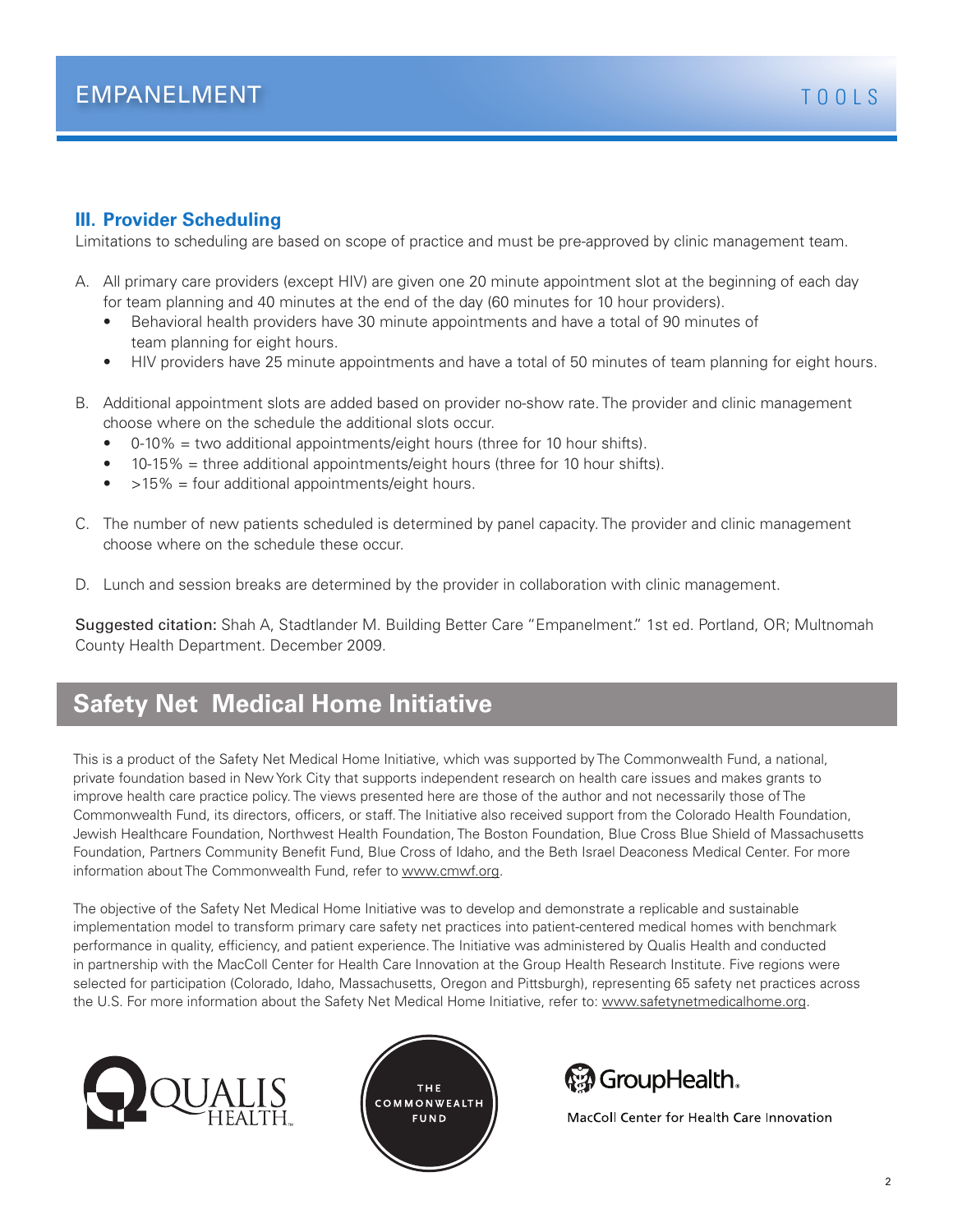### III. Provider Scheduling

Limitations to scheduling are based on scope of practice and must be pre-approved by clinic management team.

A. All primary care providers (except HIV) are given one 20 minute appointment slot at the beginning of each day for team planning and 40 minutes at the end of the day (60 minutes for 10 hour providers).
   - Behavioral health providers have 30 minute appointments and have a total of 90 minutes of team planning for eight hours.
   - HIV providers have 25 minute appointments and have a total of 50 minutes of team planning for eight hours.

B. Additional appointment slots are added based on provider no-show rate. The provider and clinic management choose where on the schedule the additional slots occur.
   - 0-10% = two additional appointments/eight hours (three for 10 hour shifts).
   - 10-15% = three additional appointments/eight hours (three for 10 hour shifts).
   - >15% = four additional appointments/eight hours.

C. The number of new patients scheduled is determined by panel capacity. The provider and clinic management choose where on the schedule these occur.

D. Lunch and session breaks are determined by the provider in collaboration with clinic management.

Suggested citation: Shah A, Stadtlander M. Building Better Care "Empanelment." 1st ed. Portland, OR; Multnomah County Health Department. December 2009.

## Safety Net Medical Home Initiative

This is a product of the Safety Net Medical Home Initiative, which was supported by The Commonwealth Fund, a national, private foundation based in New York City that supports independent research on health care issues and makes grants to improve health care practice policy. The views presented here are those of the author and not necessarily those of The Commonwealth Fund, its directors, officers, or staff. The Initiative also received support from the Colorado Health Foundation, Jewish Healthcare Foundation, Northwest Health Foundation, The Boston Foundation, Blue Cross Blue Shield of Massachusetts Foundation, Partners Community Benefit Fund, Blue Cross of Idaho, and the Beth Israel Deaconess Medical Center. For more information about The Commonwealth Fund, refer to www.cmwf.org.

The objective of the Safety Net Medical Home Initiative was to develop and demonstrate a replicable and sustainable implementation model to transform primary care safety net practices into patient-centered medical homes with benchmark performance in quality, efficiency, and patient experience. The Initiative was administered by Qualis Health and conducted in partnership with the MacColl Center for Health Care Innovation at the Group Health Research Institute. Five regions were selected for participation (Colorado, Idaho, Massachusetts, Oregon and Pittsburgh), representing 65 safety net practices across the U.S. For more information about the Safety Net Medical Home Initiative, refer to: www.safetynetmedicalhome.org.

QUALIS HEALTH

THE COMMONWEALTH FUND

GroupHealth

MacColl Center for Health Care Innovation